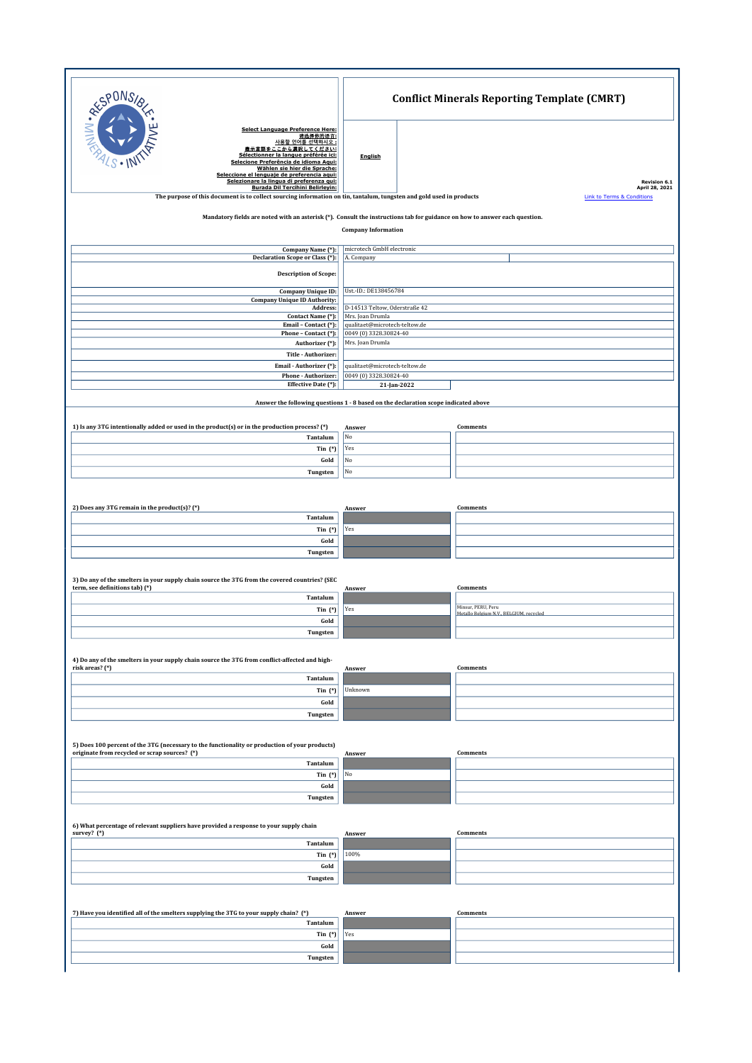# Conflict Minerals Reporting Template (CMRT)

Select Language Preference Here:
请选择你的语言:
사용할 언어를 선택하시오 :
表示言語をここから選択してください:
Sélectionner la langue préférée ici:
Selecione Preferência de idioma Aqui:
Wählen sie hier die Sprache:
Seleccione el lenguaje de preferencia aqui:
Selezionare la lingua di preferenza qui:
Burada Dil Tercihini Belirleyin:

**English**

Revision 6.1
April 28, 2021

The purpose of this document is to collect sourcing information on tin, tantalum, tungsten and gold used in products

Link to Terms & Conditions

Mandatory fields are noted with an asterisk (*). Consult the instructions tab for guidance on how to answer each question.

**Company Information**

| | |
|---|---|
| Company Name (*): | microtech GmbH electronic |
| Declaration Scope or Class (*): | A. Company |
| Description of Scope: | |
| Company Unique ID: | Ust.-ID.: DE138456784 |
| Company Unique ID Authority: | |
| Address: | D-14513 Teltow, Oderstraße 42 |
| Contact Name (*): | Mrs. Joan Drumla |
| Email – Contact (*): | qualitaet@microtech-teltow.de |
| Phone – Contact (*): | 0049 (0) 3328.30824-40 |
| Authorizer (*): | Mrs. Joan Drumla |
| Title - Authorizer: | |
| Email - Authorizer (*): | qualitaet@microtech-teltow.de |
| Phone - Authorizer: | 0049 (0) 3328.30824-40 |
| Effective Date (*): | 21-Jan-2022 |

**Answer the following questions 1 - 8 based on the declaration scope indicated above**

**1) Is any 3TG intentionally added or used in the product(s) or in the production process? (*)**

| | Answer | Comments |
|---|---|---|
| Tantalum | No | |
| Tin (*) | Yes | |
| Gold | No | |
| Tungsten | No | |

**2) Does any 3TG remain in the product(s)? (*)**

| | Answer | Comments |
|---|---|---|
| Tantalum | | |
| Tin (*) | Yes | |
| Gold | | |
| Tungsten | | |

**3) Do any of the smelters in your supply chain source the 3TG from the covered countries? (SEC term, see definitions tab) (*)**

| | Answer | Comments |
|---|---|---|
| Tantalum | | |
| Tin (*) | Yes | Minsur, PERU, Peru<br>Metallo Belgium N.V., BELGIUM, recycled |
| Gold | | |
| Tungsten | | |

**4) Do any of the smelters in your supply chain source the 3TG from conflict-affected and high-risk areas? (*)**

| | Answer | Comments |
|---|---|---|
| Tantalum | | |
| Tin (*) | Unknown | |
| Gold | | |
| Tungsten | | |

**5) Does 100 percent of the 3TG (necessary to the functionality or production of your products) originate from recycled or scrap sources? (*)**

| | Answer | Comments |
|---|---|---|
| Tantalum | | |
| Tin (*) | No | |
| Gold | | |
| Tungsten | | |

**6) What percentage of relevant suppliers have provided a response to your supply chain survey? (*)**

| | Answer | Comments |
|---|---|---|
| Tantalum | | |
| Tin (*) | 100% | |
| Gold | | |
| Tungsten | | |

**7) Have you identified all of the smelters supplying the 3TG to your supply chain? (*)**

| | Answer | Comments |
|---|---|---|
| Tantalum | | |
| Tin (*) | Yes | |
| Gold | | |
| Tungsten | | |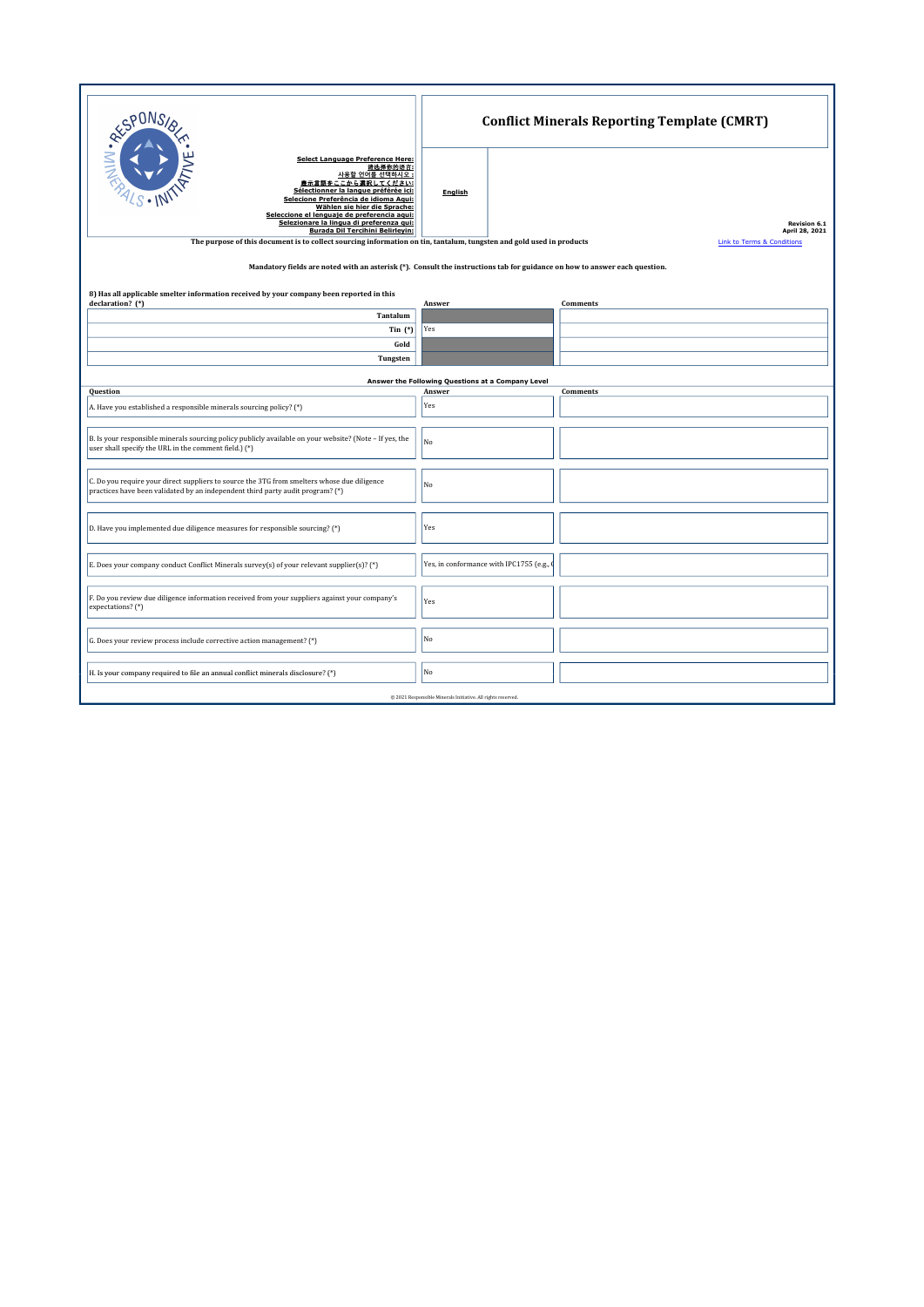# Conflict Minerals Reporting Template (CMRT)

**Select Language Preference Here:**
**请选择你的语言:**
**사용할 언어를 선택하시오 :**
**表示言語をここから選択してください:**
**Sélectionner la langue préférée ici:**
**Selecione Preferência de idioma Aqui:**
**Wählen sie hier die Sprache:**
**Seleccione el lenguaje de preferencia aqui:**
**Selezionare la lingua di preferenza qui:**
**Burada Dil Tercihini Belirleyin:**

**English**

**Revision 6.1**
**April 28, 2021**

**The purpose of this document is to collect sourcing information on tin, tantalum, tungsten and gold used in products**

Link to Terms & Conditions

**Mandatory fields are noted with an asterisk (*). Consult the instructions tab for guidance on how to answer each question.**

| 8) Has all applicable smelter information received by your company been reported in this declaration? (*) | Answer | Comments |
|---|---|---|
| Tantalum | | |
| Tin (*) | Yes | |
| Gold | | |
| Tungsten | | |

**Answer the Following Questions at a Company Level**

| Question | Answer | Comments |
|---|---|---|
| A. Have you established a responsible minerals sourcing policy? (*) | Yes | |
| B. Is your responsible minerals sourcing policy publicly available on your website? (Note – If yes, the user shall specify the URL in the comment field.) (*) | No | |
| C. Do you require your direct suppliers to source the 3TG from smelters whose due diligence practices have been validated by an independent third party audit program? (*) | No | |
| D. Have you implemented due diligence measures for responsible sourcing? (*) | Yes | |
| E. Does your company conduct Conflict Minerals survey(s) of your relevant supplier(s)? (*) | Yes, in conformance with IPC1755 (e.g., ( | |
| F. Do you review due diligence information received from your suppliers against your company's expectations? (*) | Yes | |
| G. Does your review process include corrective action management? (*) | No | |
| H. Is your company required to file an annual conflict minerals disclosure? (*) | No | |

© 2021 Responsible Minerals Initiative. All rights reserved.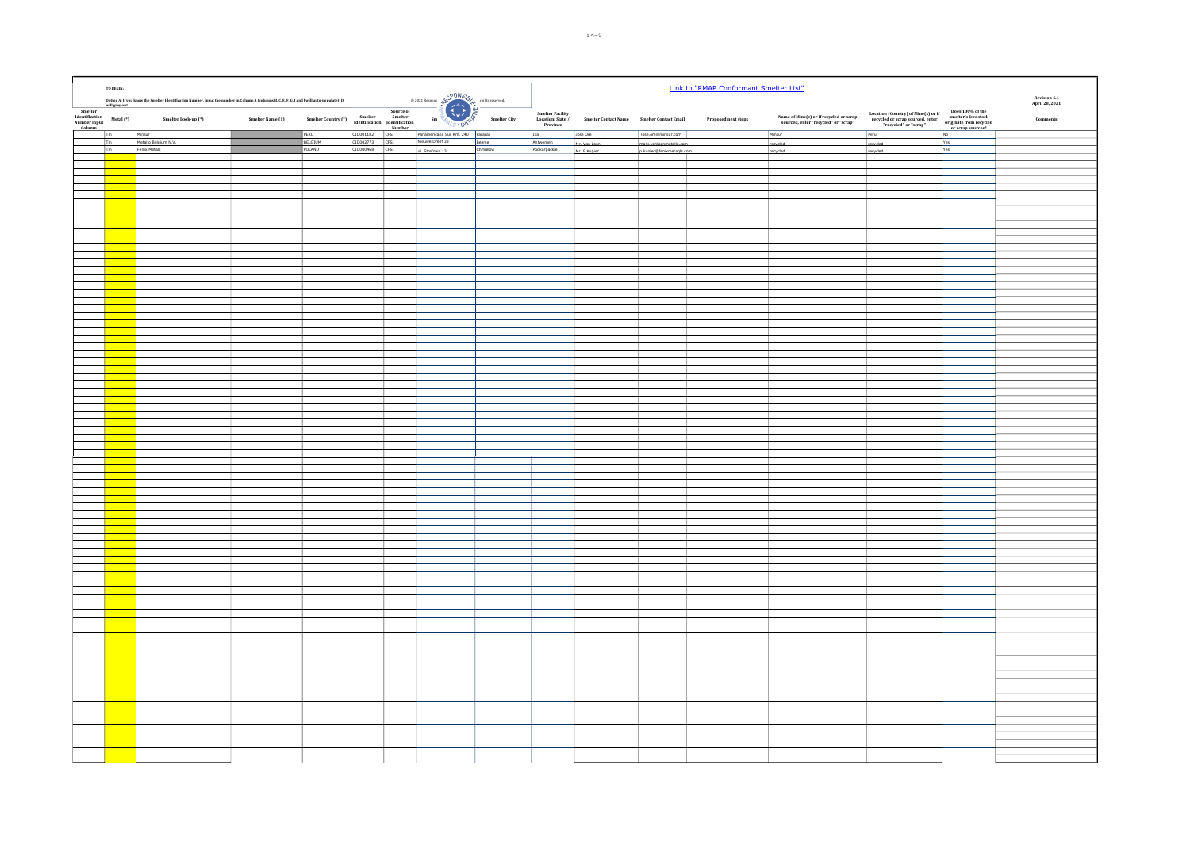TO BEGIN:

Option A: If you know the Smelter Identification Number, input the number in Column A (columns B, C, E, F, G, I and J will auto-populate). D will grey out.

[Link to "RMAP Conformant Smelter List"]

Revision 6.1
April 28, 2021

© 2021 Responsible Minerals Initiative. All rights reserved.

| Smelter Identification Number Input Column | Metal (*) | Smelter Look-up (*) | Smelter Name (1) | Smelter Country (*) | Smelter Identification | Source of Smelter Identification Number | Smelter Street | Smelter City | Smelter Facility Location: State / Province | Smelter Contact Name | Smelter Contact Email | Proposed next steps | Name of Mine(s) or if recycled or scrap sourced, enter "recycled" or "scrap" | Location (Country) of Mine(s) or if recycled or scrap sourced, enter "recycled" or "scrap" | Does 100% of the smelter's feedstock originate from recycled or scrap sources? | Comments |
|---|---|---|---|---|---|---|---|---|---|---|---|---|---|---|---|---|
| | Tin | Minsur | | PERU | CID001182 | CFSI | Panamericana Sur Km. 240 | Paracas | Ica | Jose Ore | jose.ore@minsur.com | | Minsur | Peru | No | |
| | Tin | Metallo Belgium N.V. | | BELGIUM | CID002773 | CFSI | Nieuwe Dreef 33 | Beerse | Antwerpen | Mr. Van Loon | maik.vanloon@metallo.com | | recycled | recycled | Yes | |
| | Tin | Fenix Metals | | POLAND | CID000468 | CFSI | ul. Strefowa 13 | Chmielów | Podkarpackie | Mr. P.Kupiec | p.kupiec@fenixmetals.com | | recycled | recycled | Yes | |